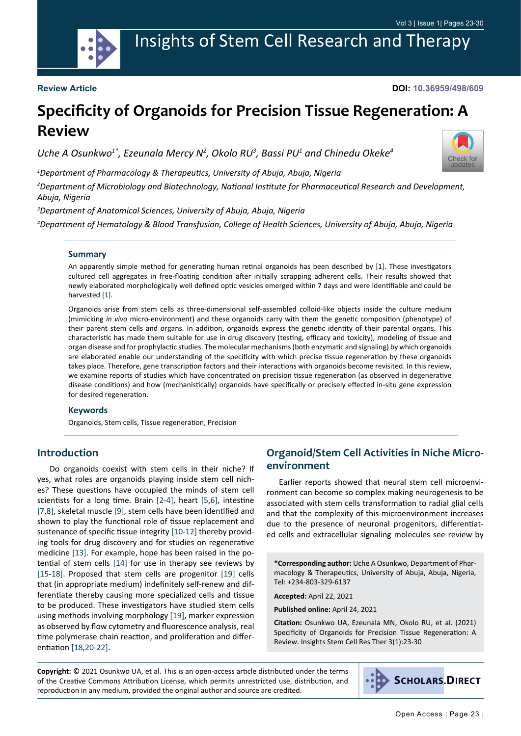**Review Article**

**DOI: 10.36959/498/609**

# Specificity of Organoids for Precision Tissue Regeneration: A Review

*Uche A Osunkwo[1*], Ezeunala Mercy N[2], Okolo RU[3], Bassi PU[1] and Chinedu Okeke[4]*

[1]*Department of Pharmacology & Therapeutics, University of Abuja, Abuja, Nigeria*

[2]*Department of Microbiology and Biotechnology, National Institute for Pharmaceutical Research and Development, Abuja, Nigeria*

[3]*Department of Anatomical Sciences, University of Abuja, Abuja, Nigeria*

[4]*Department of Hematology & Blood Transfusion, College of Health Sciences, University of Abuja, Abuja, Nigeria*

### Summary

An apparently simple method for generating human retinal organoids has been described by [1]. These investigators cultured cell aggregates in free-floating condition after initially scrapping adherent cells. Their results showed that newly elaborated morphologically well defined optic vesicles emerged within 7 days and were identifiable and could be harvested [1].

Organoids arise from stem cells as three-dimensional self-assembled colloid-like objects inside the culture medium (mimicking *in vivo* micro-environment) and these organoids carry with them the genetic composition (phenotype) of their parent stem cells and organs. In addition, organoids express the genetic identity of their parental organs. This characteristic has made them suitable for use in drug discovery (testing, efficacy and toxicity), modeling of tissue and organ disease and for prophylactic studies. The molecular mechanisms (both enzymatic and signaling) by which organoids are elaborated enable our understanding of the specificity with which precise tissue regeneration by these organoids takes place. Therefore, gene transcription factors and their interactions with organoids become revisited. In this review, we examine reports of studies which have concentrated on precision tissue regeneration (as observed in degenerative disease conditions) and how (mechanistically) organoids have specifically or precisely effected in-situ gene expression for desired regeneration.

### Keywords

Organoids, Stem cells, Tissue regeneration, Precision

## Introduction

Do organoids coexist with stem cells in their niche? If yes, what roles are organoids playing inside stem cell niches? These questions have occupied the minds of stem cell scientists for a long time. Brain [2-4], heart [5,6], intestine [7,8], skeletal muscle [9], stem cells have been identified and shown to play the functional role of tissue replacement and sustenance of specific tissue integrity [10-12] thereby providing tools for drug discovery and for studies on regenerative medicine [13]. For example, hope has been raised in the potential of stem cells [14] for use in therapy see reviews by [15-18]. Proposed that stem cells are progenitor [19] cells that (in appropriate medium) indefinitely self-renew and differentiate thereby causing more specialized cells and tissue to be produced. These investigators have studied stem cells using methods involving morphology [19], marker expression as observed by flow cytometry and fluorescence analysis, real time polymerase chain reaction, and proliferation and differentiation [18,20-22].

## Organoid/Stem Cell Activities in Niche Micro-environment

Earlier reports showed that neural stem cell microenvironment can become so complex making neurogenesis to be associated with stem cells transformation to radial glial cells and that the complexity of this microenvironment increases due to the presence of neuronal progenitors, differentiated cells and extracellular signaling molecules see review by

**\*Corresponding author:** Uche A Osunkwo, Department of Pharmacology & Therapeutics, University of Abuja, Abuja, Nigeria, Tel: +234-803-329-6137

**Accepted:** April 22, 2021

**Published online:** April 24, 2021

**Citation:** Osunkwo UA, Ezeunala MN, Okolo RU, et al. (2021) Specificity of Organoids for Precision Tissue Regeneration: A Review. Insights Stem Cell Res Ther 3(1):23-30

**Copyright:** © 2021 Osunkwo UA, et al. This is an open-access article distributed under the terms of the Creative Commons Attribution License, which permits unrestricted use, distribution, and reproduction in any medium, provided the original author and source are credited.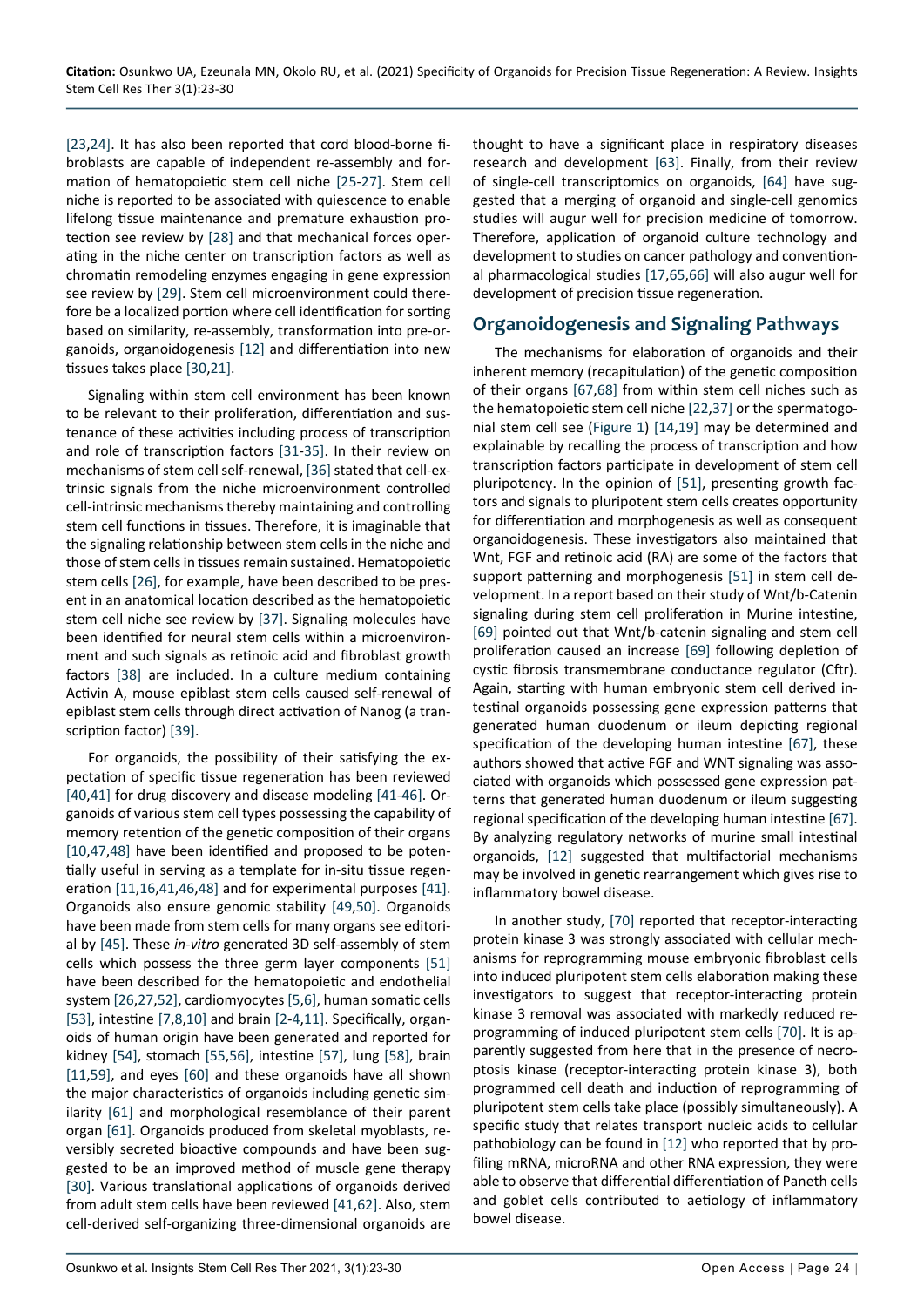[23,24]. It has also been reported that cord blood-borne fibroblasts are capable of independent re-assembly and formation of hematopoietic stem cell niche [25-27]. Stem cell niche is reported to be associated with quiescence to enable lifelong tissue maintenance and premature exhaustion protection see review by [28] and that mechanical forces operating in the niche center on transcription factors as well as chromatin remodeling enzymes engaging in gene expression see review by [29]. Stem cell microenvironment could therefore be a localized portion where cell identification for sorting based on similarity, re-assembly, transformation into pre-organoids, organoidogenesis [12] and differentiation into new tissues takes place [30,21].

Signaling within stem cell environment has been known to be relevant to their proliferation, differentiation and sustenance of these activities including process of transcription and role of transcription factors [31-35]. In their review on mechanisms of stem cell self-renewal, [36] stated that cell-extrinsic signals from the niche microenvironment controlled cell-intrinsic mechanisms thereby maintaining and controlling stem cell functions in tissues. Therefore, it is imaginable that the signaling relationship between stem cells in the niche and those of stem cells in tissues remain sustained. Hematopoietic stem cells [26], for example, have been described to be present in an anatomical location described as the hematopoietic stem cell niche see review by [37]. Signaling molecules have been identified for neural stem cells within a microenvironment and such signals as retinoic acid and fibroblast growth factors [38] are included. In a culture medium containing Activin A, mouse epiblast stem cells caused self-renewal of epiblast stem cells through direct activation of Nanog (a transcription factor) [39].

For organoids, the possibility of their satisfying the expectation of specific tissue regeneration has been reviewed [40,41] for drug discovery and disease modeling [41-46]. Organoids of various stem cell types possessing the capability of memory retention of the genetic composition of their organs [10,47,48] have been identified and proposed to be potentially useful in serving as a template for in-situ tissue regeneration [11,16,41,46,48] and for experimental purposes [41]. Organoids also ensure genomic stability [49,50]. Organoids have been made from stem cells for many organs see editorial by [45]. These *in-vitro* generated 3D self-assembly of stem cells which possess the three germ layer components [51] have been described for the hematopoietic and endothelial system [26,27,52], cardiomyocytes [5,6], human somatic cells [53], intestine [7,8,10] and brain [2-4,11]. Specifically, organoids of human origin have been generated and reported for kidney [54], stomach [55,56], intestine [57], lung [58], brain [11,59], and eyes [60] and these organoids have all shown the major characteristics of organoids including genetic similarity [61] and morphological resemblance of their parent organ [61]. Organoids produced from skeletal myoblasts, reversibly secreted bioactive compounds and have been suggested to be an improved method of muscle gene therapy [30]. Various translational applications of organoids derived from adult stem cells have been reviewed [41,62]. Also, stem cell-derived self-organizing three-dimensional organoids are thought to have a significant place in respiratory diseases research and development [63]. Finally, from their review of single-cell transcriptomics on organoids, [64] have suggested that a merging of organoid and single-cell genomics studies will augur well for precision medicine of tomorrow. Therefore, application of organoid culture technology and development to studies on cancer pathology and conventional pharmacological studies [17,65,66] will also augur well for development of precision tissue regeneration.

## Organoidogenesis and Signaling Pathways

The mechanisms for elaboration of organoids and their inherent memory (recapitulation) of the genetic composition of their organs [67,68] from within stem cell niches such as the hematopoietic stem cell niche [22,37] or the spermatogonial stem cell see (Figure 1) [14,19] may be determined and explainable by recalling the process of transcription and how transcription factors participate in development of stem cell pluripotency. In the opinion of [51], presenting growth factors and signals to pluripotent stem cells creates opportunity for differentiation and morphogenesis as well as consequent organoidogenesis. These investigators also maintained that Wnt, FGF and retinoic acid (RA) are some of the factors that support patterning and morphogenesis [51] in stem cell development. In a report based on their study of Wnt/b-Catenin signaling during stem cell proliferation in Murine intestine, [69] pointed out that Wnt/b-catenin signaling and stem cell proliferation caused an increase [69] following depletion of cystic fibrosis transmembrane conductance regulator (Cftr). Again, starting with human embryonic stem cell derived intestinal organoids possessing gene expression patterns that generated human duodenum or ileum depicting regional specification of the developing human intestine [67], these authors showed that active FGF and WNT signaling was associated with organoids which possessed gene expression patterns that generated human duodenum or ileum suggesting regional specification of the developing human intestine [67]. By analyzing regulatory networks of murine small intestinal organoids, [12] suggested that multifactorial mechanisms may be involved in genetic rearrangement which gives rise to inflammatory bowel disease.

In another study, [70] reported that receptor-interacting protein kinase 3 was strongly associated with cellular mechanisms for reprogramming mouse embryonic fibroblast cells into induced pluripotent stem cells elaboration making these investigators to suggest that receptor-interacting protein kinase 3 removal was associated with markedly reduced reprogramming of induced pluripotent stem cells [70]. It is apparently suggested from here that in the presence of necroptosis kinase (receptor-interacting protein kinase 3), both programmed cell death and induction of reprogramming of pluripotent stem cells take place (possibly simultaneously). A specific study that relates transport nucleic acids to cellular pathobiology can be found in [12] who reported that by profiling mRNA, microRNA and other RNA expression, they were able to observe that differential differentiation of Paneth cells and goblet cells contributed to aetiology of inflammatory bowel disease.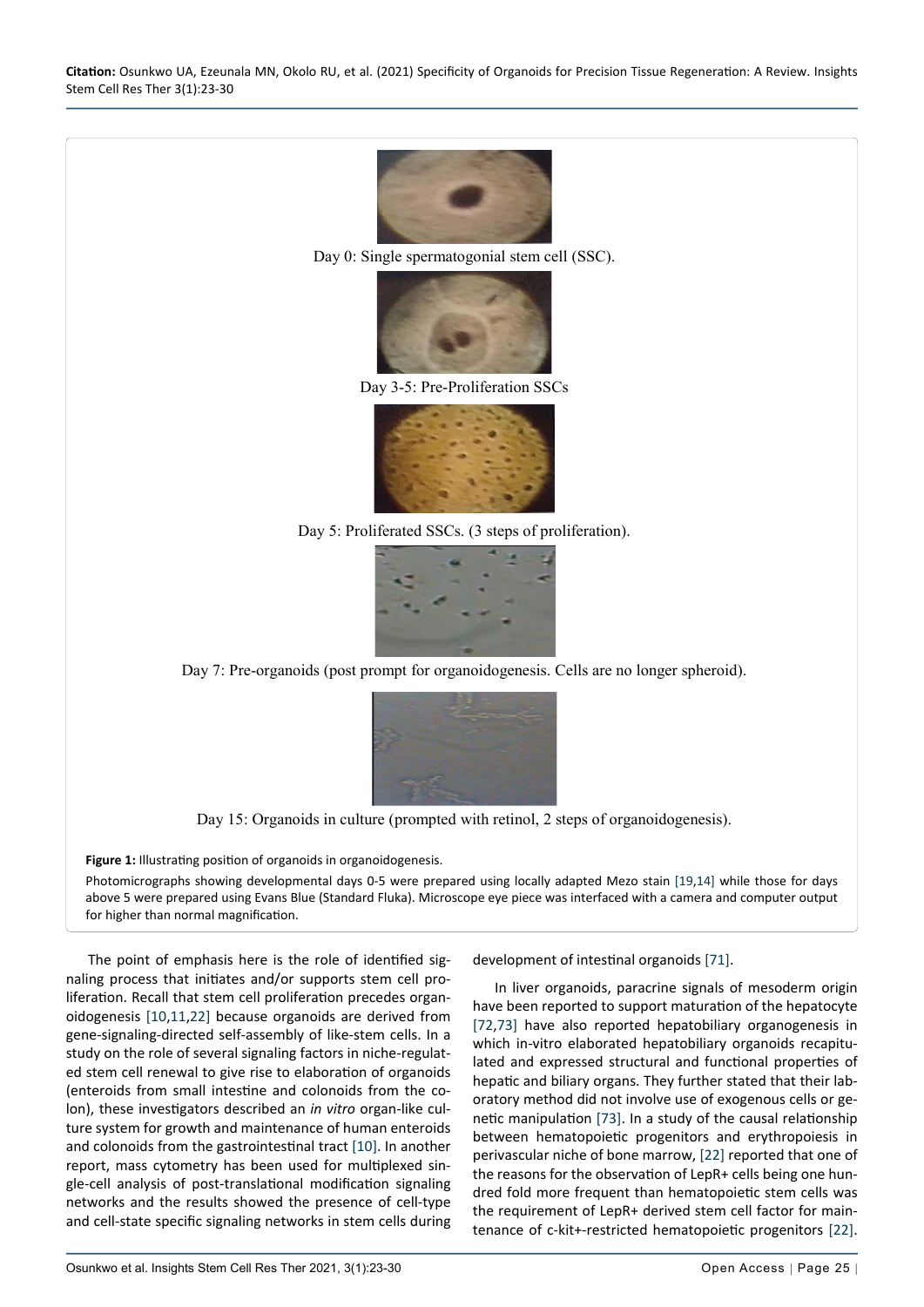Day 0: Single spermatogonial stem cell (SSC).

Day 3-5: Pre-Proliferation SSCs

Day 5: Proliferated SSCs. (3 steps of proliferation).

Day 7: Pre-organoids (post prompt for organoidogenesis. Cells are no longer spheroid).

Day 15: Organoids in culture (prompted with retinol, 2 steps of organoidogenesis).

**Figure 1:** Illustrating position of organoids in organoidogenesis.

Photomicrographs showing developmental days 0-5 were prepared using locally adapted Mezo stain [19,14] while those for days above 5 were prepared using Evans Blue (Standard Fluka). Microscope eye piece was interfaced with a camera and computer output for higher than normal magnification.

The point of emphasis here is the role of identified signaling process that initiates and/or supports stem cell proliferation. Recall that stem cell proliferation precedes organoidogenesis [10,11,22] because organoids are derived from gene-signaling-directed self-assembly of like-stem cells. In a study on the role of several signaling factors in niche-regulated stem cell renewal to give rise to elaboration of organoids (enteroids from small intestine and colonoids from the colon), these investigators described an *in vitro* organ-like culture system for growth and maintenance of human enteroids and colonoids from the gastrointestinal tract [10]. In another report, mass cytometry has been used for multiplexed single-cell analysis of post-translational modification signaling networks and the results showed the presence of cell-type and cell-state specific signaling networks in stem cells during development of intestinal organoids [71].

In liver organoids, paracrine signals of mesoderm origin have been reported to support maturation of the hepatocyte [72,73] have also reported hepatobiliary organogenesis in which in-vitro elaborated hepatobiliary organoids recapitulated and expressed structural and functional properties of hepatic and biliary organs. They further stated that their laboratory method did not involve use of exogenous cells or genetic manipulation [73]. In a study of the causal relationship between hematopoietic progenitors and erythropoiesis in perivascular niche of bone marrow, [22] reported that one of the reasons for the observation of LepR+ cells being one hundred fold more frequent than hematopoietic stem cells was the requirement of LepR+ derived stem cell factor for maintenance of c-kit+-restricted hematopoietic progenitors [22].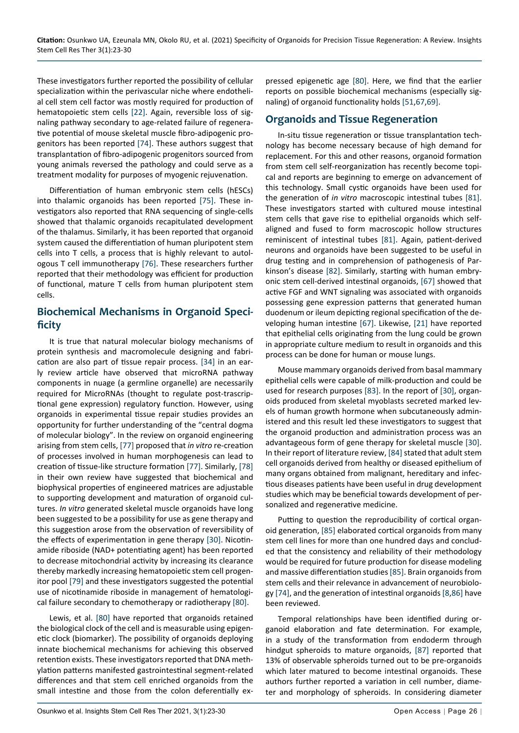These investigators further reported the possibility of cellular specialization within the perivascular niche where endothelial cell stem cell factor was mostly required for production of hematopoietic stem cells [22]. Again, reversible loss of signaling pathway secondary to age-related failure of regenerative potential of mouse skeletal muscle fibro-adipogenic progenitors has been reported [74]. These authors suggest that transplantation of fibro-adipogenic progenitors sourced from young animals reversed the pathology and could serve as a treatment modality for purposes of myogenic rejuvenation.

Differentiation of human embryonic stem cells (hESCs) into thalamic organoids has been reported [75]. These investigators also reported that RNA sequencing of single-cells showed that thalamic organoids recapitulated development of the thalamus. Similarly, it has been reported that organoid system caused the differentiation of human pluripotent stem cells into T cells, a process that is highly relevant to autologous T cell immunotherapy [76]. These researchers further reported that their methodology was efficient for production of functional, mature T cells from human pluripotent stem cells.

## Biochemical Mechanisms in Organoid Specificity

It is true that natural molecular biology mechanisms of protein synthesis and macromolecule designing and fabrication are also part of tissue repair process. [34] in an early review article have observed that microRNA pathway components in nuage (a germline organelle) are necessarily required for MicroRNAs (thought to regulate post-trascriptional gene expression) regulatory function. However, using organoids in experimental tissue repair studies provides an opportunity for further understanding of the "central dogma of molecular biology". In the review on organoid engineering arising from stem cells, [77] proposed that *in vitro* re-creation of processes involved in human morphogenesis can lead to creation of tissue-like structure formation [77]. Similarly, [78] in their own review have suggested that biochemical and biophysical properties of engineered matrices are adjustable to supporting development and maturation of organoid cultures. *In vitro* generated skeletal muscle organoids have long been suggested to be a possibility for use as gene therapy and this suggestion arose from the observation of reversibility of the effects of experimentation in gene therapy [30]. Nicotinamide riboside (NAD+ potentiating agent) has been reported to decrease mitochondrial activity by increasing its clearance thereby markedly increasing hematopoietic stem cell progenitor pool [79] and these investigators suggested the potential use of nicotinamide riboside in management of hematological failure secondary to chemotherapy or radiotherapy [80].

Lewis, et al. [80] have reported that organoids retained the biological clock of the cell and is measurable using epigenetic clock (biomarker). The possibility of organoids deploying innate biochemical mechanisms for achieving this observed retention exists. These investigators reported that DNA methylation patterns manifested gastrointestinal segment-related differences and that stem cell enriched organoids from the small intestine and those from the colon deferentially expressed epigenetic age [80]. Here, we find that the earlier reports on possible biochemical mechanisms (especially signaling) of organoid functionality holds [51,67,69].

## Organoids and Tissue Regeneration

In-situ tissue regeneration or tissue transplantation technology has become necessary because of high demand for replacement. For this and other reasons, organoid formation from stem cell self-reorganization has recently become topical and reports are beginning to emerge on advancement of this technology. Small cystic organoids have been used for the generation of *in vitro* macroscopic intestinal tubes [81]. These investigators started with cultured mouse intestinal stem cells that gave rise to epithelial organoids which self-aligned and fused to form macroscopic hollow structures reminiscent of intestinal tubes [81]. Again, patient-derived neurons and organoids have been suggested to be useful in drug testing and in comprehension of pathogenesis of Parkinson's disease [82]. Similarly, starting with human embryonic stem cell-derived intestinal organoids, [67] showed that active FGF and WNT signaling was associated with organoids possessing gene expression patterns that generated human duodenum or ileum depicting regional specification of the developing human intestine [67]. Likewise, [21] have reported that epithelial cells originating from the lung could be grown in appropriate culture medium to result in organoids and this process can be done for human or mouse lungs.

Mouse mammary organoids derived from basal mammary epithelial cells were capable of milk-production and could be used for research purposes [83]. In the report of [30], organoids produced from skeletal myoblasts secreted marked levels of human growth hormone when subcutaneously administered and this result led these investigators to suggest that the organoid production and administration process was an advantageous form of gene therapy for skeletal muscle [30]. In their report of literature review, [84] stated that adult stem cell organoids derived from healthy or diseased epithelium of many organs obtained from malignant, hereditary and infectious diseases patients have been useful in drug development studies which may be beneficial towards development of personalized and regenerative medicine.

Putting to question the reproducibility of cortical organoid generation, [85] elaborated cortical organoids from many stem cell lines for more than one hundred days and concluded that the consistency and reliability of their methodology would be required for future production for disease modeling and massive differentiation studies [85]. Brain organoids from stem cells and their relevance in advancement of neurobiology [74], and the generation of intestinal organoids [8,86] have been reviewed.

Temporal relationships have been identified during organoid elaboration and fate determination. For example, in a study of the transformation from endoderm through hindgut spheroids to mature organoids, [87] reported that 13% of observable spheroids turned out to be pre-organoids which later matured to become intestinal organoids. These authors further reported a variation in cell number, diameter and morphology of spheroids. In considering diameter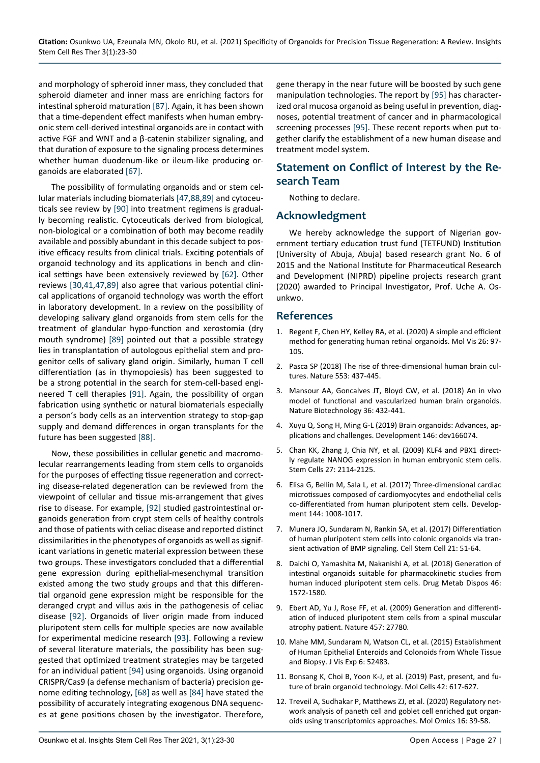and morphology of spheroid inner mass, they concluded that spheroid diameter and inner mass are enriching factors for intestinal spheroid maturation [87]. Again, it has been shown that a time-dependent effect manifests when human embryonic stem cell-derived intestinal organoids are in contact with active FGF and WNT and a β-catenin stabilizer signaling, and that duration of exposure to the signaling process determines whether human duodenum-like or ileum-like producing organoids are elaborated [67].

The possibility of formulating organoids and or stem cellular materials including biomaterials [47,88,89] and cytoceuticals see review by [90] into treatment regimens is gradually becoming realistic. Cytoceuticals derived from biological, non-biological or a combination of both may become readily available and possibly abundant in this decade subject to positive efficacy results from clinical trials. Exciting potentials of organoid technology and its applications in bench and clinical settings have been extensively reviewed by [62]. Other reviews [30,41,47,89] also agree that various potential clinical applications of organoid technology was worth the effort in laboratory development. In a review on the possibility of developing salivary gland organoids from stem cells for the treatment of glandular hypo-function and xerostomia (dry mouth syndrome) [89] pointed out that a possible strategy lies in transplantation of autologous epithelial stem and progenitor cells of salivary gland origin. Similarly, human T cell differentiation (as in thymopoiesis) has been suggested to be a strong potential in the search for stem-cell-based engineered T cell therapies [91]. Again, the possibility of organ fabrication using synthetic or natural biomaterials especially a person's body cells as an intervention strategy to stop-gap supply and demand differences in organ transplants for the future has been suggested [88].

Now, these possibilities in cellular genetic and macromolecular rearrangements leading from stem cells to organoids for the purposes of effecting tissue regeneration and correcting disease-related degeneration can be reviewed from the viewpoint of cellular and tissue mis-arrangement that gives rise to disease. For example, [92] studied gastrointestinal organoids generation from crypt stem cells of healthy controls and those of patients with celiac disease and reported distinct dissimilarities in the phenotypes of organoids as well as significant variations in genetic material expression between these two groups. These investigators concluded that a differential gene expression during epithelial-mesenchymal transition existed among the two study groups and that this differential organoid gene expression might be responsible for the deranged crypt and villus axis in the pathogenesis of celiac disease [92]. Organoids of liver origin made from induced pluripotent stem cells for multiple species are now available for experimental medicine research [93]. Following a review of several literature materials, the possibility has been suggested that optimized treatment strategies may be targeted for an individual patient [94] using organoids. Using organoid CRISPR/Cas9 (a defense mechanism of bacteria) precision genome editing technology, [68] as well as [84] have stated the possibility of accurately integrating exogenous DNA sequences at gene positions chosen by the investigator. Therefore, gene therapy in the near future will be boosted by such gene manipulation technologies. The report by [95] has characterized oral mucosa organoid as being useful in prevention, diagnoses, potential treatment of cancer and in pharmacological screening processes [95]. These recent reports when put together clarify the establishment of a new human disease and treatment model system.

## Statement on Conflict of Interest by the Research Team

Nothing to declare.

## Acknowledgment

We hereby acknowledge the support of Nigerian government tertiary education trust fund (TETFUND) Institution (University of Abuja, Abuja) based research grant No. 6 of 2015 and the National Institute for Pharmaceutical Research and Development (NIPRD) pipeline projects research grant (2020) awarded to Principal Investigator, Prof. Uche A. Osunkwo.

## References

1. Regent F, Chen HY, Kelley RA, et al. (2020) A simple and efficient method for generating human retinal organoids. Mol Vis 26: 97-105.
2. Pasca SP (2018) The rise of three-dimensional human brain cultures. Nature 553: 437-445.
3. Mansour AA, Goncalves JT, Bloyd CW, et al. (2018) An in vivo model of functional and vascularized human brain organoids. Nature Biotechnology 36: 432-441.
4. Xuyu Q, Song H, Ming G-L (2019) Brain organoids: Advances, applications and challenges. Development 146: dev166074.
5. Chan KK, Zhang J, Chia NY, et al. (2009) KLF4 and PBX1 directly regulate NANOG expression in human embryonic stem cells. Stem Cells 27: 2114-2125.
6. Elisa G, Bellin M, Sala L, et al. (2017) Three-dimensional cardiac microtissues composed of cardiomyocytes and endothelial cells co-differentiated from human pluripotent stem cells. Development 144: 1008-1017.
7. Munera JO, Sundaram N, Rankin SA, et al. (2017) Differentiation of human pluripotent stem cells into colonic organoids via transient activation of BMP signaling. Cell Stem Cell 21: 51-64.
8. Daichi O, Yamashita M, Nakanishi A, et al. (2018) Generation of intestinal organoids suitable for pharmacokinetic studies from human induced pluripotent stem cells. Drug Metab Dispos 46: 1572-1580.
9. Ebert AD, Yu J, Rose FF, et al. (2009) Generation and differentiation of induced pluripotent stem cells from a spinal muscular atrophy patient. Nature 457: 27780.
10. Mahe MM, Sundaram N, Watson CL, et al. (2015) Establishment of Human Epithelial Enteroids and Colonoids from Whole Tissue and Biopsy. J Vis Exp 6: 52483.
11. Bonsang K, Choi B, Yoon K-J, et al. (2019) Past, present, and future of brain organoid technology. Mol Cells 42: 617-627.
12. Treveil A, Sudhakar P, Matthews ZJ, et al. (2020) Regulatory network analysis of paneth cell and goblet cell enriched gut organoids using transcriptomics approaches. Mol Omics 16: 39-58.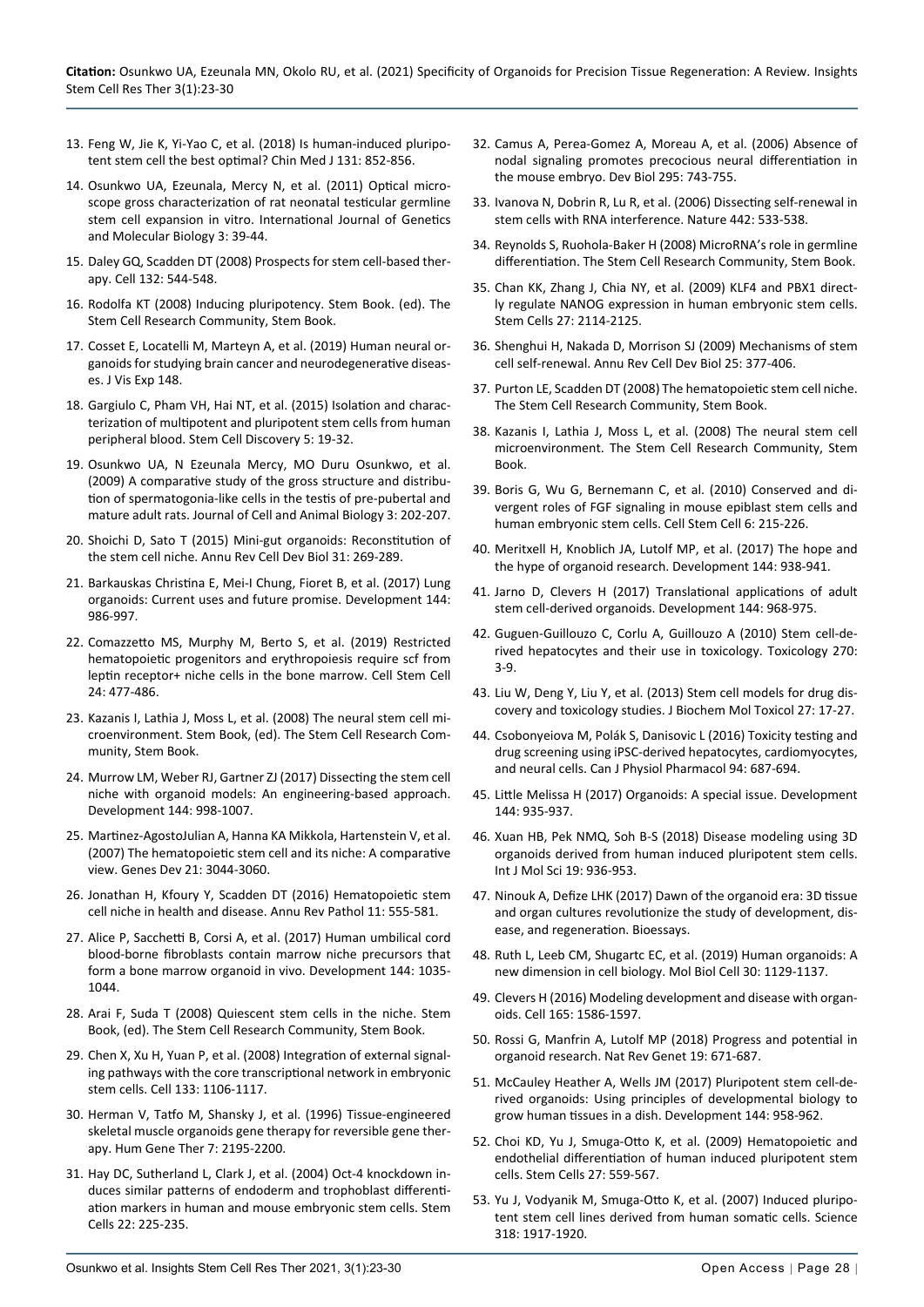13. Feng W, Jie K, Yi-Yao C, et al. (2018) Is human-induced pluripotent stem cell the best optimal? Chin Med J 131: 852-856.
14. Osunkwo UA, Ezeunala, Mercy N, et al. (2011) Optical microscope gross characterization of rat neonatal testicular germline stem cell expansion in vitro. International Journal of Genetics and Molecular Biology 3: 39-44.
15. Daley GQ, Scadden DT (2008) Prospects for stem cell-based therapy. Cell 132: 544-548.
16. Rodolfa KT (2008) Inducing pluripotency. Stem Book. (ed). The Stem Cell Research Community, Stem Book.
17. Cosset E, Locatelli M, Marteyn A, et al. (2019) Human neural organoids for studying brain cancer and neurodegenerative diseases. J Vis Exp 148.
18. Gargiulo C, Pham VH, Hai NT, et al. (2015) Isolation and characterization of multipotent and pluripotent stem cells from human peripheral blood. Stem Cell Discovery 5: 19-32.
19. Osunkwo UA, N Ezeunala Mercy, MO Duru Osunkwo, et al. (2009) A comparative study of the gross structure and distribution of spermatogonia-like cells in the testis of pre-pubertal and mature adult rats. Journal of Cell and Animal Biology 3: 202-207.
20. Shoichi D, Sato T (2015) Mini-gut organoids: Reconstitution of the stem cell niche. Annu Rev Cell Dev Biol 31: 269-289.
21. Barkauskas Christina E, Mei-I Chung, Fioret B, et al. (2017) Lung organoids: Current uses and future promise. Development 144: 986-997.
22. Comazzetto MS, Murphy M, Berto S, et al. (2019) Restricted hematopoietic progenitors and erythropoiesis require scf from leptin receptor+ niche cells in the bone marrow. Cell Stem Cell 24: 477-486.
23. Kazanis I, Lathia J, Moss L, et al. (2008) The neural stem cell microenvironment. Stem Book, (ed). The Stem Cell Research Community, Stem Book.
24. Murrow LM, Weber RJ, Gartner ZJ (2017) Dissecting the stem cell niche with organoid models: An engineering-based approach. Development 144: 998-1007.
25. Martinez-AgostoJulian A, Hanna KA Mikkola, Hartenstein V, et al. (2007) The hematopoietic stem cell and its niche: A comparative view. Genes Dev 21: 3044-3060.
26. Jonathan H, Kfoury Y, Scadden DT (2016) Hematopoietic stem cell niche in health and disease. Annu Rev Pathol 11: 555-581.
27. Alice P, Sacchetti B, Corsi A, et al. (2017) Human umbilical cord blood-borne fibroblasts contain marrow niche precursors that form a bone marrow organoid in vivo. Development 144: 1035-1044.
28. Arai F, Suda T (2008) Quiescent stem cells in the niche. Stem Book, (ed). The Stem Cell Research Community, Stem Book.
29. Chen X, Xu H, Yuan P, et al. (2008) Integration of external signaling pathways with the core transcriptional network in embryonic stem cells. Cell 133: 1106-1117.
30. Herman V, Tatfo M, Shansky J, et al. (1996) Tissue-engineered skeletal muscle organoids gene therapy for reversible gene therapy. Hum Gene Ther 7: 2195-2200.
31. Hay DC, Sutherland L, Clark J, et al. (2004) Oct-4 knockdown induces similar patterns of endoderm and trophoblast differentiation markers in human and mouse embryonic stem cells. Stem Cells 22: 225-235.
32. Camus A, Perea-Gomez A, Moreau A, et al. (2006) Absence of nodal signaling promotes precocious neural differentiation in the mouse embryo. Dev Biol 295: 743-755.
33. Ivanova N, Dobrin R, Lu R, et al. (2006) Dissecting self-renewal in stem cells with RNA interference. Nature 442: 533-538.
34. Reynolds S, Ruohola-Baker H (2008) MicroRNA's role in germline differentiation. The Stem Cell Research Community, Stem Book.
35. Chan KK, Zhang J, Chia NY, et al. (2009) KLF4 and PBX1 directly regulate NANOG expression in human embryonic stem cells. Stem Cells 27: 2114-2125.
36. Shenghui H, Nakada D, Morrison SJ (2009) Mechanisms of stem cell self-renewal. Annu Rev Cell Dev Biol 25: 377-406.
37. Purton LE, Scadden DT (2008) The hematopoietic stem cell niche. The Stem Cell Research Community, Stem Book.
38. Kazanis I, Lathia J, Moss L, et al. (2008) The neural stem cell microenvironment. The Stem Cell Research Community, Stem Book.
39. Boris G, Wu G, Bernemann C, et al. (2010) Conserved and divergent roles of FGF signaling in mouse epiblast stem cells and human embryonic stem cells. Cell Stem Cell 6: 215-226.
40. Meritxell H, Knoblich JA, Lutolf MP, et al. (2017) The hope and the hype of organoid research. Development 144: 938-941.
41. Jarno D, Clevers H (2017) Translational applications of adult stem cell-derived organoids. Development 144: 968-975.
42. Guguen-Guillouzo C, Corlu A, Guillouzo A (2010) Stem cell-derived hepatocytes and their use in toxicology. Toxicology 270: 3-9.
43. Liu W, Deng Y, Liu Y, et al. (2013) Stem cell models for drug discovery and toxicology studies. J Biochem Mol Toxicol 27: 17-27.
44. Csobonyeiova M, Polák S, Danisovic L (2016) Toxicity testing and drug screening using iPSC-derived hepatocytes, cardiomyocytes, and neural cells. Can J Physiol Pharmacol 94: 687-694.
45. Little Melissa H (2017) Organoids: A special issue. Development 144: 935-937.
46. Xuan HB, Pek NMQ, Soh B-S (2018) Disease modeling using 3D organoids derived from human induced pluripotent stem cells. Int J Mol Sci 19: 936-953.
47. Ninouk A, Defize LHK (2017) Dawn of the organoid era: 3D tissue and organ cultures revolutionize the study of development, disease, and regeneration. Bioessays.
48. Ruth L, Leeb CM, Shugartc EC, et al. (2019) Human organoids: A new dimension in cell biology. Mol Biol Cell 30: 1129-1137.
49. Clevers H (2016) Modeling development and disease with organoids. Cell 165: 1586-1597.
50. Rossi G, Manfrin A, Lutolf MP (2018) Progress and potential in organoid research. Nat Rev Genet 19: 671-687.
51. McCauley Heather A, Wells JM (2017) Pluripotent stem cell-derived organoids: Using principles of developmental biology to grow human tissues in a dish. Development 144: 958-962.
52. Choi KD, Yu J, Smuga-Otto K, et al. (2009) Hematopoietic and endothelial differentiation of human induced pluripotent stem cells. Stem Cells 27: 559-567.
53. Yu J, Vodyanik M, Smuga-Otto K, et al. (2007) Induced pluripotent stem cell lines derived from human somatic cells. Science 318: 1917-1920.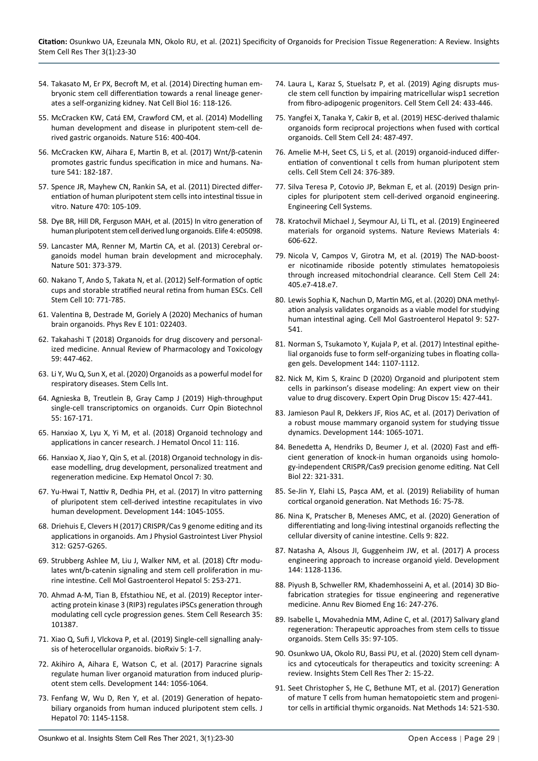54. Takasato M, Er PX, Becroft M, et al. (2014) Directing human embryonic stem cell differentiation towards a renal lineage generates a self-organizing kidney. Nat Cell Biol 16: 118-126.

55. McCracken KW, Catá EM, Crawford CM, et al. (2014) Modelling human development and disease in pluripotent stem-cell derived gastric organoids. Nature 516: 400-404.

56. McCracken KW, Aihara E, Martin B, et al. (2017) Wnt/β-catenin promotes gastric fundus specification in mice and humans. Nature 541: 182-187.

57. Spence JR, Mayhew CN, Rankin SA, et al. (2011) Directed differentiation of human pluripotent stem cells into intestinal tissue in vitro. Nature 470: 105-109.

58. Dye BR, Hill DR, Ferguson MAH, et al. (2015) In vitro generation of human pluripotent stem cell derived lung organoids. Elife 4: e05098.

59. Lancaster MA, Renner M, Martin CA, et al. (2013) Cerebral organoids model human brain development and microcephaly. Nature 501: 373-379.

60. Nakano T, Ando S, Takata N, et al. (2012) Self-formation of optic cups and storable stratified neural retina from human ESCs. Cell Stem Cell 10: 771-785.

61. Valentina B, Destrade M, Goriely A (2020) Mechanics of human brain organoids. Phys Rev E 101: 022403.

62. Takahashi T (2018) Organoids for drug discovery and personalized medicine. Annual Review of Pharmacology and Toxicology 59: 447-462.

63. Li Y, Wu Q, Sun X, et al. (2020) Organoids as a powerful model for respiratory diseases. Stem Cells Int.

64. Agnieska B, Treutlein B, Gray Camp J (2019) High-throughput single-cell transcriptomics on organoids. Curr Opin Biotechnol 55: 167-171.

65. Hanxiao X, Lyu X, Yi M, et al. (2018) Organoid technology and applications in cancer research. J Hematol Oncol 11: 116.

66. Hanxiao X, Jiao Y, Qin S, et al. (2018) Organoid technology in disease modelling, drug development, personalized treatment and regeneration medicine. Exp Hematol Oncol 7: 30.

67. Yu-Hwai T, Nattiv R, Dedhia PH, et al. (2017) In vitro patterning of pluripotent stem cell-derived intestine recapitulates in vivo human development. Development 144: 1045-1055.

68. Driehuis E, Clevers H (2017) CRISPR/Cas 9 genome editing and its applications in organoids. Am J Physiol Gastrointest Liver Physiol 312: G257-G265.

69. Strubberg Ashlee M, Liu J, Walker NM, et al. (2018) Cftr modulates wnt/b-catenin signaling and stem cell proliferation in murine intestine. Cell Mol Gastroenterol Hepatol 5: 253-271.

70. Ahmad A-M, Tian B, Efstathiou NE, et al. (2019) Receptor interacting protein kinase 3 (RIP3) regulates iPSCs generation through modulating cell cycle progression genes. Stem Cell Research 35: 101387.

71. Xiao Q, Sufi J, Vlckova P, et al. (2019) Single-cell signalling analysis of heterocellular organoids. bioRxiv 5: 1-7.

72. Akihiro A, Aihara E, Watson C, et al. (2017) Paracrine signals regulate human liver organoid maturation from induced pluripotent stem cells. Development 144: 1056-1064.

73. Fenfang W, Wu D, Ren Y, et al. (2019) Generation of hepatobiliary organoids from human induced pluripotent stem cells. J Hepatol 70: 1145-1158.

74. Laura L, Karaz S, Stuelsatz P, et al. (2019) Aging disrupts muscle stem cell function by impairing matricellular wisp1 secretion from fibro-adipogenic progenitors. Cell Stem Cell 24: 433-446.

75. Yangfei X, Tanaka Y, Cakir B, et al. (2019) HESC-derived thalamic organoids form reciprocal projections when fused with cortical organoids. Cell Stem Cell 24: 487-497.

76. Amelie M-H, Seet CS, Li S, et al. (2019) organoid-induced differentiation of conventional t cells from human pluripotent stem cells. Cell Stem Cell 24: 376-389.

77. Silva Teresa P, Cotovio JP, Bekman E, et al. (2019) Design principles for pluripotent stem cell-derived organoid engineering. Engineering Cell Systems.

78. Kratochvil Michael J, Seymour AJ, Li TL, et al. (2019) Engineered materials for organoid systems. Nature Reviews Materials 4: 606-622.

79. Nicola V, Campos V, Girotra M, et al. (2019) The NAD-booster nicotinamide riboside potently stimulates hematopoiesis through increased mitochondrial clearance. Cell Stem Cell 24: 405.e7-418.e7.

80. Lewis Sophia K, Nachun D, Martin MG, et al. (2020) DNA methylation analysis validates organoids as a viable model for studying human intestinal aging. Cell Mol Gastroenterol Hepatol 9: 527-541.

81. Norman S, Tsukamoto Y, Kujala P, et al. (2017) Intestinal epithelial organoids fuse to form self-organizing tubes in floating collagen gels. Development 144: 1107-1112.

82. Nick M, Kim S, Krainc D (2020) Organoid and pluripotent stem cells in parkinson's disease modeling: An expert view on their value to drug discovery. Expert Opin Drug Discov 15: 427-441.

83. Jamieson Paul R, Dekkers JF, Rios AC, et al. (2017) Derivation of a robust mouse mammary organoid system for studying tissue dynamics. Development 144: 1065-1071.

84. Benedetta A, Hendriks D, Beumer J, et al. (2020) Fast and efficient generation of knock-in human organoids using homology-independent CRISPR/Cas9 precision genome editing. Nat Cell Biol 22: 321-331.

85. Se-Jin Y, Elahi LS, Pașca AM, et al. (2019) Reliability of human cortical organoid generation. Nat Methods 16: 75-78.

86. Nina K, Pratscher B, Meneses AMC, et al. (2020) Generation of differentiating and long-living intestinal organoids reflecting the cellular diversity of canine intestine. Cells 9: 822.

87. Natasha A, Alsous JI, Guggenheim JW, et al. (2017) A process engineering approach to increase organoid yield. Development 144: 1128-1136.

88. Piyush B, Schweller RM, Khademhosseini A, et al. (2014) 3D Biofabrication strategies for tissue engineering and regenerative medicine. Annu Rev Biomed Eng 16: 247-276.

89. Isabelle L, Movahednia MM, Adine C, et al. (2017) Salivary gland regeneration: Therapeutic approaches from stem cells to tissue organoids. Stem Cells 35: 97-105.

90. Osunkwo UA, Okolo RU, Bassi PU, et al. (2020) Stem cell dynamics and cytoceuticals for therapeutics and toxicity screening: A review. Insights Stem Cell Res Ther 2: 15-22.

91. Seet Christopher S, He C, Bethune MT, et al. (2017) Generation of mature T cells from human hematopoietic stem and progenitor cells in artificial thymic organoids. Nat Methods 14: 521-530.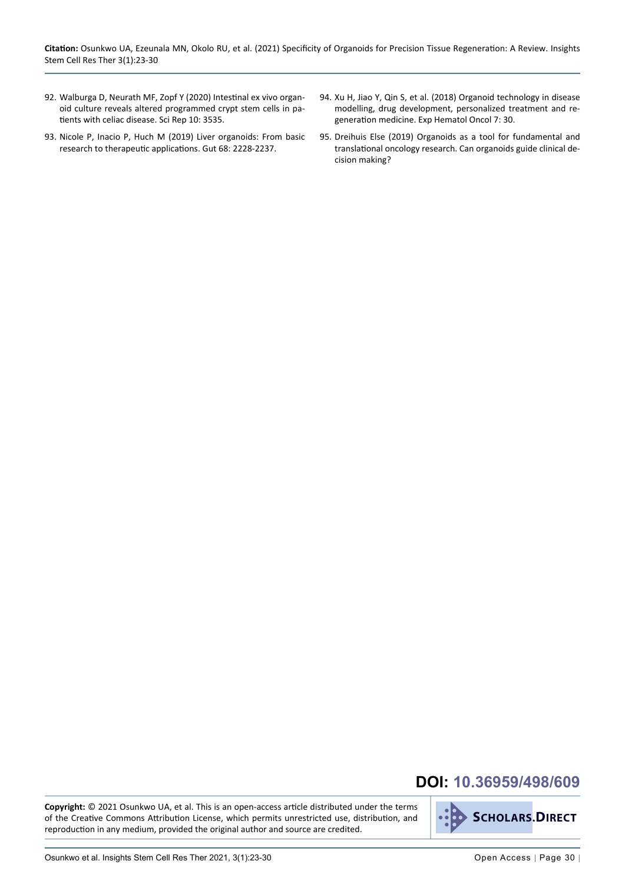92. Walburga D, Neurath MF, Zopf Y (2020) Intestinal ex vivo organoid culture reveals altered programmed crypt stem cells in patients with celiac disease. Sci Rep 10: 3535.
93. Nicole P, Inacio P, Huch M (2019) Liver organoids: From basic research to therapeutic applications. Gut 68: 2228-2237.
94. Xu H, Jiao Y, Qin S, et al. (2018) Organoid technology in disease modelling, drug development, personalized treatment and regeneration medicine. Exp Hematol Oncol 7: 30.
95. Dreihuis Else (2019) Organoids as a tool for fundamental and translational oncology research. Can organoids guide clinical decision making?

**DOI: 10.36959/498/609**

**Copyright:** © 2021 Osunkwo UA, et al. This is an open-access article distributed under the terms of the Creative Commons Attribution License, which permits unrestricted use, distribution, and reproduction in any medium, provided the original author and source are credited.

SCHOLARS.DIRECT